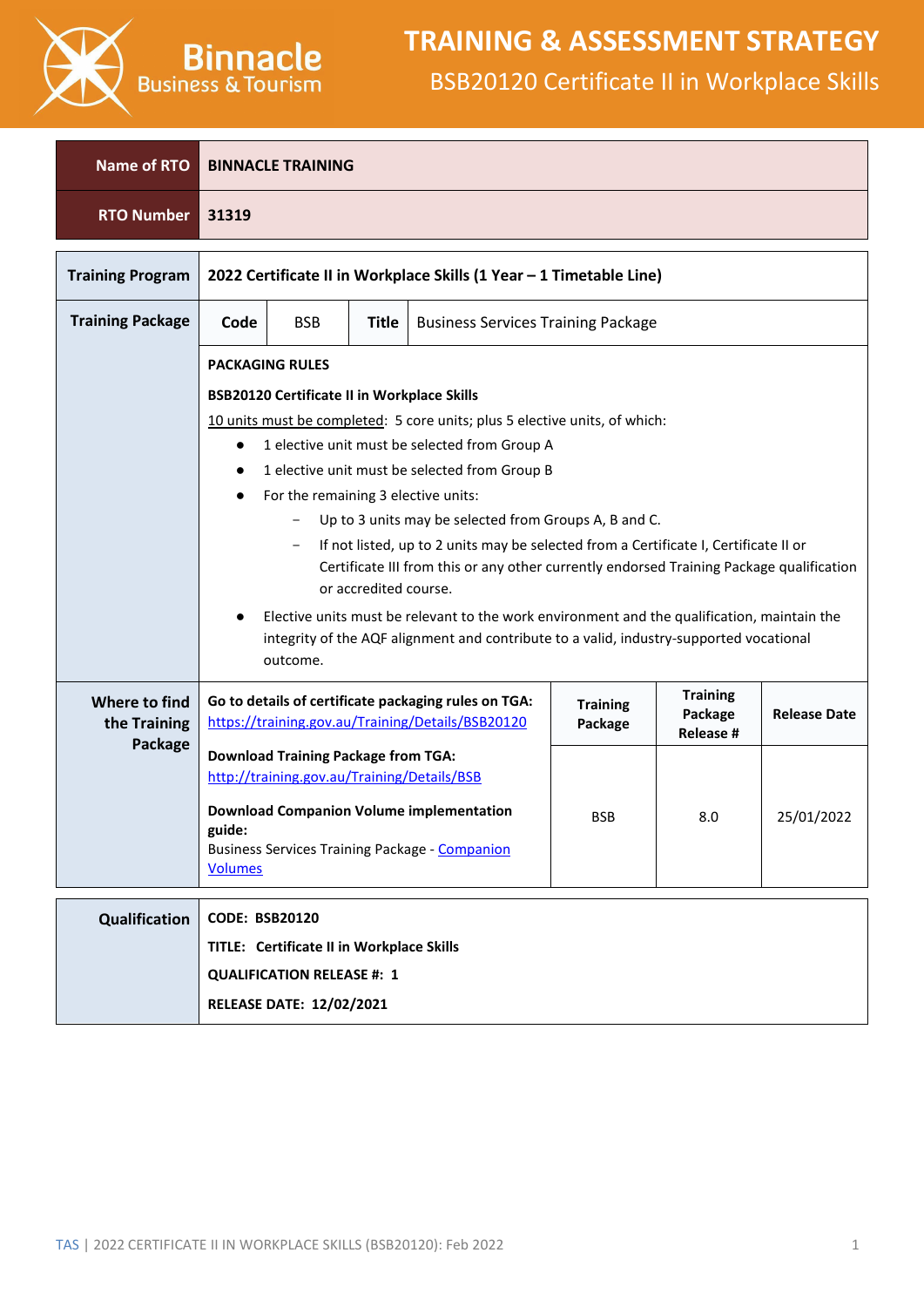# TRAINING & ASSESSMENT STRATEGY

## BSB20120 Certificate II in Workplace Skills

| Name of RTO | BINNACLE TRAINING |
|---|---|
| RTO Number | 31319 |

| Training Program | 2022 Certificate II in Workplace Skills (1 Year – 1 Timetable Line) |
|---|---|
| Training Package | Code: BSB — Title: Business Services Training Package |

**PACKAGING RULES**

**BSB20120 Certificate II in Workplace Skills**

10 units must be completed: 5 core units; plus 5 elective units, of which:

- 1 elective unit must be selected from Group A
- 1 elective unit must be selected from Group B
- For the remaining 3 elective units:
  - Up to 3 units may be selected from Groups A, B and C.
  - If not listed, up to 2 units may be selected from a Certificate I, Certificate II or Certificate III from this or any other currently endorsed Training Package qualification or accredited course.
- Elective units must be relevant to the work environment and the qualification, maintain the integrity of the AQF alignment and contribute to a valid, industry-supported vocational outcome.

| Where to find the Training Package | | Training Package | Training Package Release # | Release Date |
|---|---|---|---|---|
| | **Go to details of certificate packaging rules on TGA:** https://training.gov.au/Training/Details/BSB20120<br>**Download Training Package from TGA:** http://training.gov.au/Training/Details/BSB<br>**Download Companion Volume implementation guide:** Business Services Training Package - Companion Volumes | BSB | 8.0 | 25/01/2022 |

| Qualification | |
|---|---|
| | **CODE: BSB20120**<br>**TITLE: Certificate II in Workplace Skills**<br>**QUALIFICATION RELEASE #: 1**<br>**RELEASE DATE: 12/02/2021** |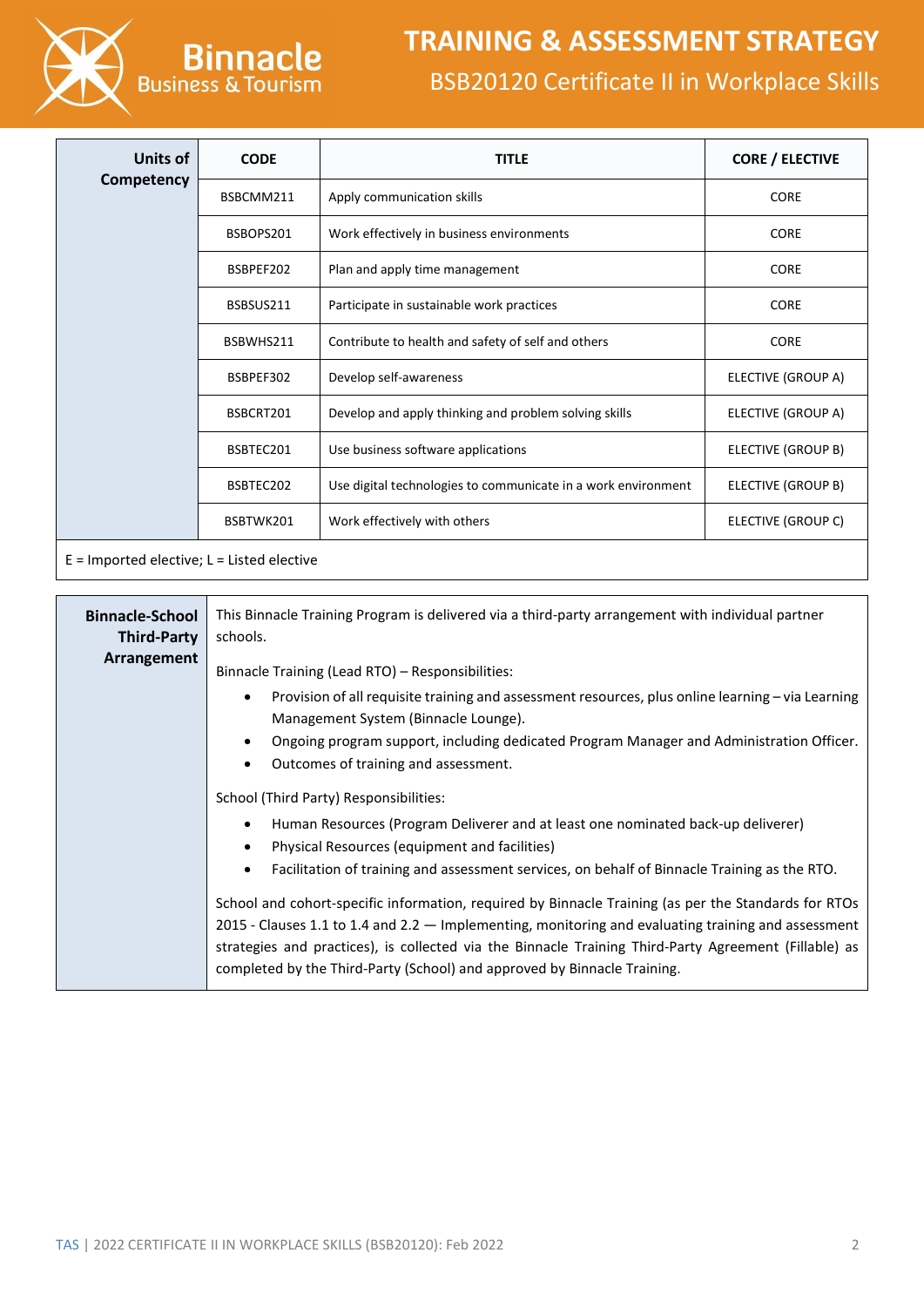| Units of Competency | CODE | TITLE | CORE / ELECTIVE |
|---|---|---|---|
| | BSBCMM211 | Apply communication skills | CORE |
| | BSBOPS201 | Work effectively in business environments | CORE |
| | BSBPEF202 | Plan and apply time management | CORE |
| | BSBSUS211 | Participate in sustainable work practices | CORE |
| | BSBWHS211 | Contribute to health and safety of self and others | CORE |
| | BSBPEF302 | Develop self-awareness | ELECTIVE (GROUP A) |
| | BSBCRT201 | Develop and apply thinking and problem solving skills | ELECTIVE (GROUP A) |
| | BSBTEC201 | Use business software applications | ELECTIVE (GROUP B) |
| | BSBTEC202 | Use digital technologies to communicate in a work environment | ELECTIVE (GROUP B) |
| | BSBTWK201 | Work effectively with others | ELECTIVE (GROUP C) |

E = Imported elective; L = Listed elective

**Binnacle-School Third-Party Arrangement**

This Binnacle Training Program is delivered via a third-party arrangement with individual partner schools.

Binnacle Training (Lead RTO) – Responsibilities:

- Provision of all requisite training and assessment resources, plus online learning – via Learning Management System (Binnacle Lounge).
- Ongoing program support, including dedicated Program Manager and Administration Officer.
- Outcomes of training and assessment.

School (Third Party) Responsibilities:

- Human Resources (Program Deliverer and at least one nominated back-up deliverer)
- Physical Resources (equipment and facilities)
- Facilitation of training and assessment services, on behalf of Binnacle Training as the RTO.

School and cohort-specific information, required by Binnacle Training (as per the Standards for RTOs 2015 - Clauses 1.1 to 1.4 and 2.2 — Implementing, monitoring and evaluating training and assessment strategies and practices), is collected via the Binnacle Training Third-Party Agreement (Fillable) as completed by the Third-Party (School) and approved by Binnacle Training.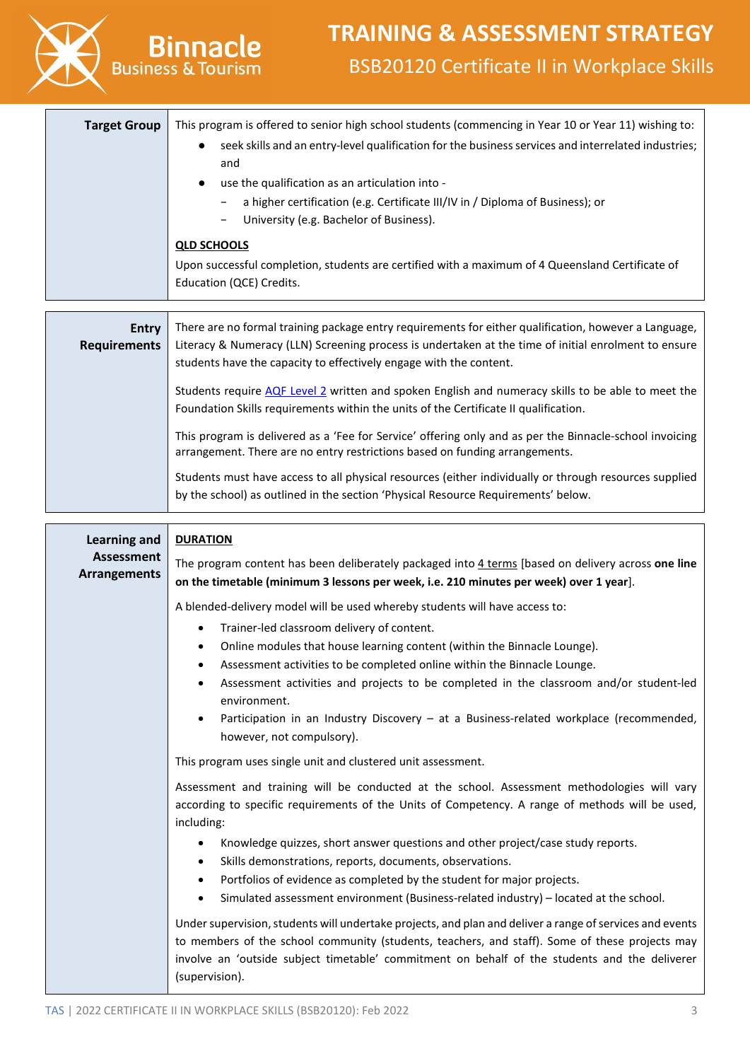| **Target Group** | This program is offered to senior high school students (commencing in Year 10 or Year 11) wishing to:<br>• seek skills and an entry-level qualification for the business services and interrelated industries; and<br>• use the qualification as an articulation into -<br>   – a higher certification (e.g. Certificate III/IV in / Diploma of Business); or<br>   – University (e.g. Bachelor of Business).<br><br>**QLD SCHOOLS**<br>Upon successful completion, students are certified with a maximum of 4 Queensland Certificate of Education (QCE) Credits. |
|---|---|

| **Entry Requirements** | There are no formal training package entry requirements for either qualification, however a Language, Literacy & Numeracy (LLN) Screening process is undertaken at the time of initial enrolment to ensure students have the capacity to effectively engage with the content.<br><br>Students require AQF Level 2 written and spoken English and numeracy skills to be able to meet the Foundation Skills requirements within the units of the Certificate II qualification.<br><br>This program is delivered as a 'Fee for Service' offering only and as per the Binnacle-school invoicing arrangement. There are no entry restrictions based on funding arrangements.<br><br>Students must have access to all physical resources (either individually or through resources supplied by the school) as outlined in the section 'Physical Resource Requirements' below. |
|---|---|

| **Learning and Assessment Arrangements** | **DURATION**<br>The program content has been deliberately packaged into 4 terms [based on delivery across **one line on the timetable (minimum 3 lessons per week, i.e. 210 minutes per week) over 1 year**].<br><br>A blended-delivery model will be used whereby students will have access to:<br>• Trainer-led classroom delivery of content.<br>• Online modules that house learning content (within the Binnacle Lounge).<br>• Assessment activities to be completed online within the Binnacle Lounge.<br>• Assessment activities and projects to be completed in the classroom and/or student-led environment.<br>• Participation in an Industry Discovery – at a Business-related workplace (recommended, however, not compulsory).<br><br>This program uses single unit and clustered unit assessment.<br><br>Assessment and training will be conducted at the school. Assessment methodologies will vary according to specific requirements of the Units of Competency. A range of methods will be used, including:<br>• Knowledge quizzes, short answer questions and other project/case study reports.<br>• Skills demonstrations, reports, documents, observations.<br>• Portfolios of evidence as completed by the student for major projects.<br>• Simulated assessment environment (Business-related industry) – located at the school.<br><br>Under supervision, students will undertake projects, and plan and deliver a range of services and events to members of the school community (students, teachers, and staff). Some of these projects may involve an 'outside subject timetable' commitment on behalf of the students and the deliverer (supervision). |
|---|---|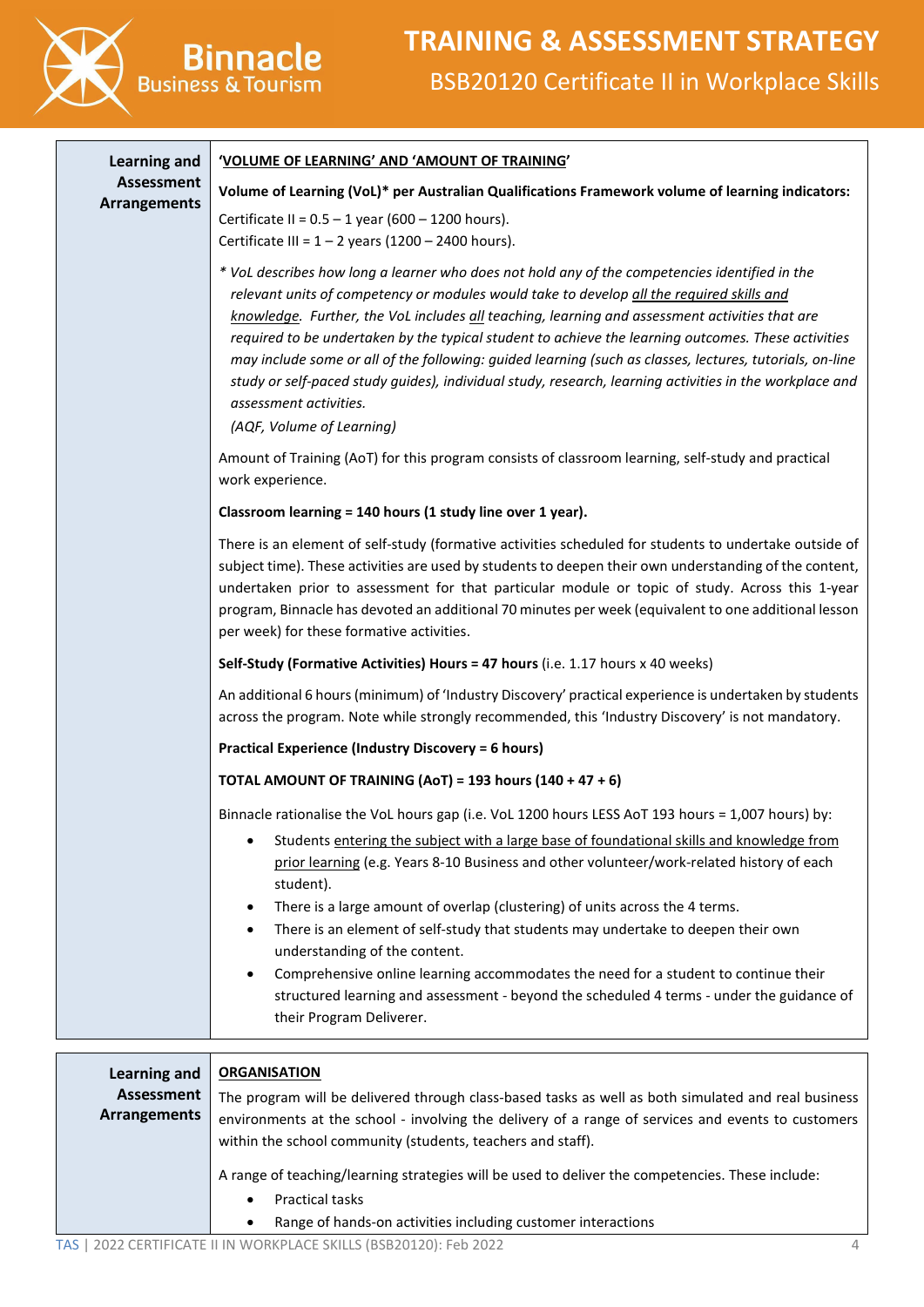| Learning and Assessment Arrangements | **'VOLUME OF LEARNING' AND 'AMOUNT OF TRAINING'**<br><br>**Volume of Learning (VoL)* per Australian Qualifications Framework volume of learning indicators:**<br><br>Certificate II = 0.5 – 1 year (600 – 1200 hours).<br>Certificate III = 1 – 2 years (1200 – 2400 hours).<br><br>*\* VoL describes how long a learner who does not hold any of the competencies identified in the relevant units of competency or modules would take to develop all the required skills and knowledge. Further, the VoL includes all teaching, learning and assessment activities that are required to be undertaken by the typical student to achieve the learning outcomes. These activities may include some or all of the following: guided learning (such as classes, lectures, tutorials, on-line study or self-paced study guides), individual study, research, learning activities in the workplace and assessment activities.*<br>*(AQF, Volume of Learning)*<br><br>Amount of Training (AoT) for this program consists of classroom learning, self-study and practical work experience.<br><br>**Classroom learning = 140 hours (1 study line over 1 year).**<br><br>There is an element of self-study (formative activities scheduled for students to undertake outside of subject time). These activities are used by students to deepen their own understanding of the content, undertaken prior to assessment for that particular module or topic of study. Across this 1-year program, Binnacle has devoted an additional 70 minutes per week (equivalent to one additional lesson per week) for these formative activities.<br><br>**Self-Study (Formative Activities) Hours = 47 hours** (i.e. 1.17 hours x 40 weeks)<br><br>An additional 6 hours (minimum) of 'Industry Discovery' practical experience is undertaken by students across the program. Note while strongly recommended, this 'Industry Discovery' is not mandatory.<br><br>**Practical Experience (Industry Discovery = 6 hours)**<br><br>**TOTAL AMOUNT OF TRAINING (AoT) = 193 hours (140 + 47 + 6)**<br><br>Binnacle rationalise the VoL hours gap (i.e. VoL 1200 hours LESS AoT 193 hours = 1,007 hours) by:<br>• Students entering the subject with a large base of foundational skills and knowledge from prior learning (e.g. Years 8-10 Business and other volunteer/work-related history of each student).<br>• There is a large amount of overlap (clustering) of units across the 4 terms.<br>• There is an element of self-study that students may undertake to deepen their own understanding of the content.<br>• Comprehensive online learning accommodates the need for a student to continue their structured learning and assessment - beyond the scheduled 4 terms - under the guidance of their Program Deliverer. |
|---|---|

| Learning and Assessment Arrangements | **ORGANISATION**<br><br>The program will be delivered through class-based tasks as well as both simulated and real business environments at the school - involving the delivery of a range of services and events to customers within the school community (students, teachers and staff).<br><br>A range of teaching/learning strategies will be used to deliver the competencies. These include:<br>• Practical tasks<br>• Range of hands-on activities including customer interactions |
|---|---|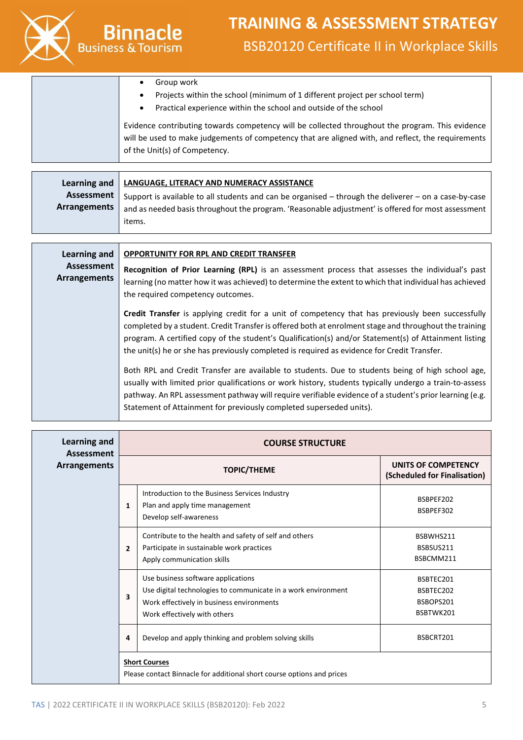- Group work
- Projects within the school (minimum of 1 different project per school term)
- Practical experience within the school and outside of the school

Evidence contributing towards competency will be collected throughout the program. This evidence will be used to make judgements of competency that are aligned with, and reflect, the requirements of the Unit(s) of Competency.

**Learning and Assessment Arrangements**

**LANGUAGE, LITERACY AND NUMERACY ASSISTANCE**

Support is available to all students and can be organised – through the deliverer – on a case-by-case and as needed basis throughout the program. 'Reasonable adjustment' is offered for most assessment items.

**Learning and Assessment Arrangements**

**OPPORTUNITY FOR RPL AND CREDIT TRANSFER**

**Recognition of Prior Learning (RPL)** is an assessment process that assesses the individual's past learning (no matter how it was achieved) to determine the extent to which that individual has achieved the required competency outcomes.

**Credit Transfer** is applying credit for a unit of competency that has previously been successfully completed by a student. Credit Transfer is offered both at enrolment stage and throughout the training program. A certified copy of the student's Qualification(s) and/or Statement(s) of Attainment listing the unit(s) he or she has previously completed is required as evidence for Credit Transfer.

Both RPL and Credit Transfer are available to students. Due to students being of high school age, usually with limited prior qualifications or work history, students typically undergo a train-to-assess pathway. An RPL assessment pathway will require verifiable evidence of a student's prior learning (e.g. Statement of Attainment for previously completed superseded units).

**Learning and Assessment Arrangements**

**COURSE STRUCTURE**

| | TOPIC/THEME | UNITS OF COMPETENCY (Scheduled for Finalisation) |
|---|---|---|
| 1 | Introduction to the Business Services Industry<br>Plan and apply time management<br>Develop self-awareness | BSBPEF202<br>BSBPEF302 |
| 2 | Contribute to the health and safety of self and others<br>Participate in sustainable work practices<br>Apply communication skills | BSBWHS211<br>BSBSUS211<br>BSBCMM211 |
| 3 | Use business software applications<br>Use digital technologies to communicate in a work environment<br>Work effectively in business environments<br>Work effectively with others | BSBTEC201<br>BSBTEC202<br>BSBOPS201<br>BSBTWK201 |
| 4 | Develop and apply thinking and problem solving skills | BSBCRT201 |

**Short Courses**

Please contact Binnacle for additional short course options and prices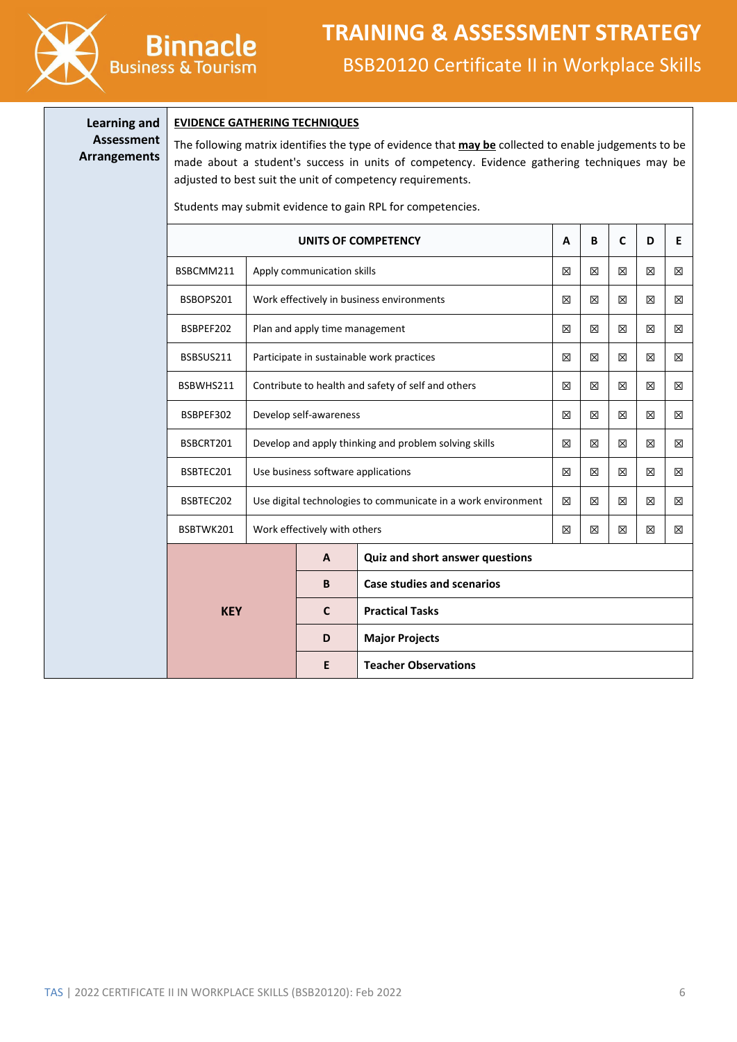**Learning and Assessment Arrangements**

**EVIDENCE GATHERING TECHNIQUES**

The following matrix identifies the type of evidence that **may be** collected to enable judgements to be made about a student's success in units of competency. Evidence gathering techniques may be adjusted to best suit the unit of competency requirements.

Students may submit evidence to gain RPL for competencies.

| UNITS OF COMPETENCY | | A | B | C | D | E |
|---|---|---|---|---|---|---|
| BSBCMM211 | Apply communication skills | ☒ | ☒ | ☒ | ☒ | ☒ |
| BSBOPS201 | Work effectively in business environments | ☒ | ☒ | ☒ | ☒ | ☒ |
| BSBPEF202 | Plan and apply time management | ☒ | ☒ | ☒ | ☒ | ☒ |
| BSBSUS211 | Participate in sustainable work practices | ☒ | ☒ | ☒ | ☒ | ☒ |
| BSBWHS211 | Contribute to health and safety of self and others | ☒ | ☒ | ☒ | ☒ | ☒ |
| BSBPEF302 | Develop self-awareness | ☒ | ☒ | ☒ | ☒ | ☒ |
| BSBCRT201 | Develop and apply thinking and problem solving skills | ☒ | ☒ | ☒ | ☒ | ☒ |
| BSBTEC201 | Use business software applications | ☒ | ☒ | ☒ | ☒ | ☒ |
| BSBTEC202 | Use digital technologies to communicate in a work environment | ☒ | ☒ | ☒ | ☒ | ☒ |
| BSBTWK201 | Work effectively with others | ☒ | ☒ | ☒ | ☒ | ☒ |

| KEY | | |
|---|---|---|
| | A | **Quiz and short answer questions** |
| | B | **Case studies and scenarios** |
| | C | **Practical Tasks** |
| | D | **Major Projects** |
| | E | **Teacher Observations** |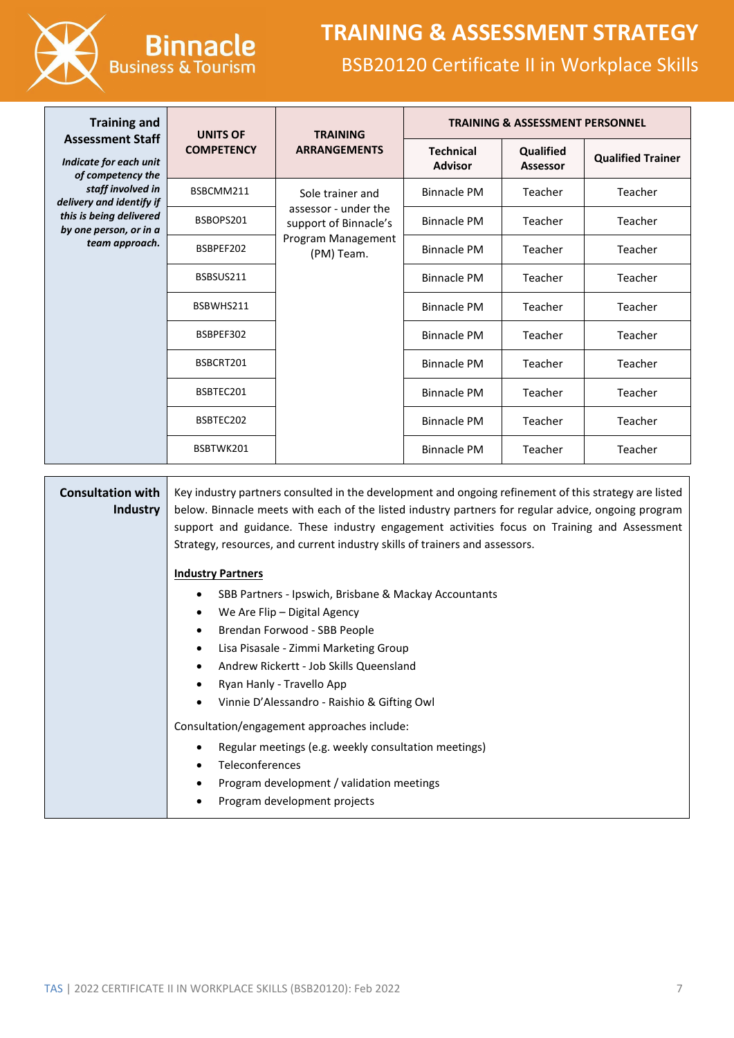| **Training and Assessment Staff** *Indicate for each unit of competency the staff involved in delivery and identify if this is being delivered by one person, or in a team approach.* | **UNITS OF COMPETENCY** | **TRAINING ARRANGEMENTS** | **TRAINING & ASSESSMENT PERSONNEL** | | |
|---|---|---|---|---|---|
| | | | **Technical Advisor** | **Qualified Assessor** | **Qualified Trainer** |
| | BSBCMM211 | Sole trainer and assessor - under the support of Binnacle's Program Management (PM) Team. | Binnacle PM | Teacher | Teacher |
| | BSBOPS201 | | Binnacle PM | Teacher | Teacher |
| | BSBPEF202 | | Binnacle PM | Teacher | Teacher |
| | BSBSUS211 | | Binnacle PM | Teacher | Teacher |
| | BSBWHS211 | | Binnacle PM | Teacher | Teacher |
| | BSBPEF302 | | Binnacle PM | Teacher | Teacher |
| | BSBCRT201 | | Binnacle PM | Teacher | Teacher |
| | BSBTEC201 | | Binnacle PM | Teacher | Teacher |
| | BSBTEC202 | | Binnacle PM | Teacher | Teacher |
| | BSBTWK201 | | Binnacle PM | Teacher | Teacher |

**Consultation with Industry**

Key industry partners consulted in the development and ongoing refinement of this strategy are listed below. Binnacle meets with each of the listed industry partners for regular advice, ongoing program support and guidance. These industry engagement activities focus on Training and Assessment Strategy, resources, and current industry skills of trainers and assessors.

**Industry Partners**

- SBB Partners - Ipswich, Brisbane & Mackay Accountants
- We Are Flip – Digital Agency
- Brendan Forwood - SBB People
- Lisa Pisasale - Zimmi Marketing Group
- Andrew Rickertt - Job Skills Queensland
- Ryan Hanly - Travello App
- Vinnie D'Alessandro - Raishio & Gifting Owl

Consultation/engagement approaches include:

- Regular meetings (e.g. weekly consultation meetings)
- Teleconferences
- Program development / validation meetings
- Program development projects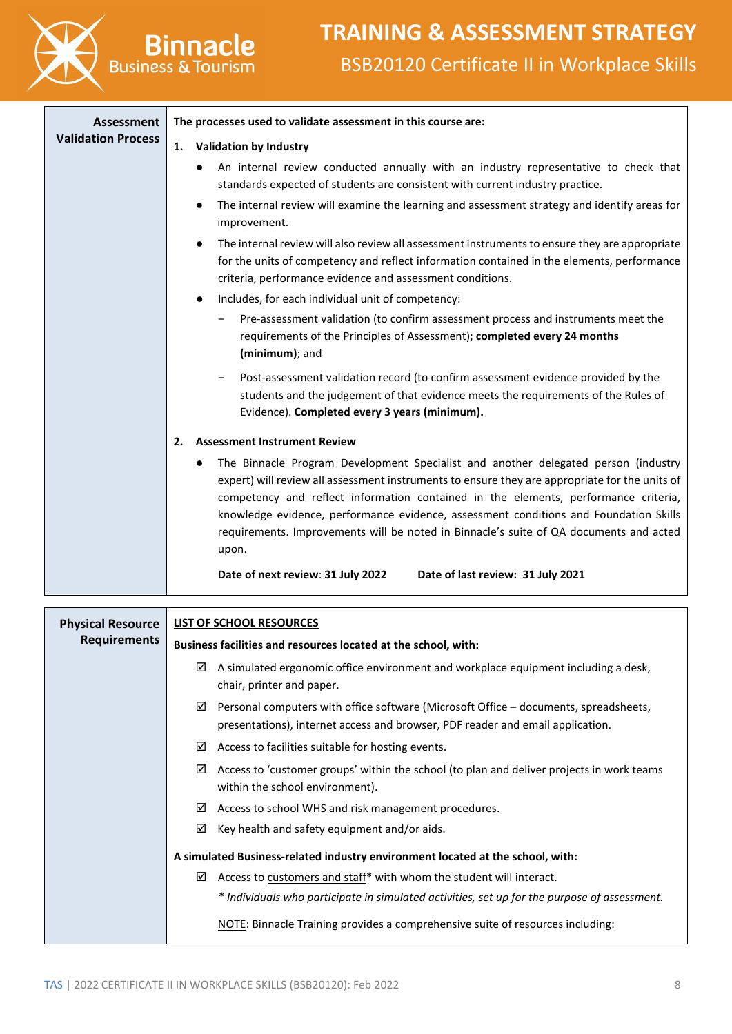| Assessment Validation Process | **The processes used to validate assessment in this course are:** |
|---|---|

**1. Validation by Industry**

- An internal review conducted annually with an industry representative to check that standards expected of students are consistent with current industry practice.
- The internal review will examine the learning and assessment strategy and identify areas for improvement.
- The internal review will also review all assessment instruments to ensure they are appropriate for the units of competency and reflect information contained in the elements, performance criteria, performance evidence and assessment conditions.
- Includes, for each individual unit of competency:
  - Pre-assessment validation (to confirm assessment process and instruments meet the requirements of the Principles of Assessment); **completed every 24 months (minimum)**; and
  - Post-assessment validation record (to confirm assessment evidence provided by the students and the judgement of that evidence meets the requirements of the Rules of Evidence). **Completed every 3 years (minimum).**

**2. Assessment Instrument Review**

- The Binnacle Program Development Specialist and another delegated person (industry expert) will review all assessment instruments to ensure they are appropriate for the units of competency and reflect information contained in the elements, performance criteria, knowledge evidence, performance evidence, assessment conditions and Foundation Skills requirements. Improvements will be noted in Binnacle's suite of QA documents and acted upon.

**Date of next review**: **31 July 2022** **Date of last review: 31 July 2021**

---

**Physical Resource Requirements**

**LIST OF SCHOOL RESOURCES**

**Business facilities and resources located at the school, with:**

- ☑ A simulated ergonomic office environment and workplace equipment including a desk, chair, printer and paper.
- ☑ Personal computers with office software (Microsoft Office – documents, spreadsheets, presentations), internet access and browser, PDF reader and email application.
- ☑ Access to facilities suitable for hosting events.
- ☑ Access to 'customer groups' within the school (to plan and deliver projects in work teams within the school environment).
- ☑ Access to school WHS and risk management procedures.
- ☑ Key health and safety equipment and/or aids.

**A simulated Business-related industry environment located at the school, with:**

- ☑ Access to customers and staff* with whom the student will interact.

  *\* Individuals who participate in simulated activities, set up for the purpose of assessment.*

NOTE: Binnacle Training provides a comprehensive suite of resources including: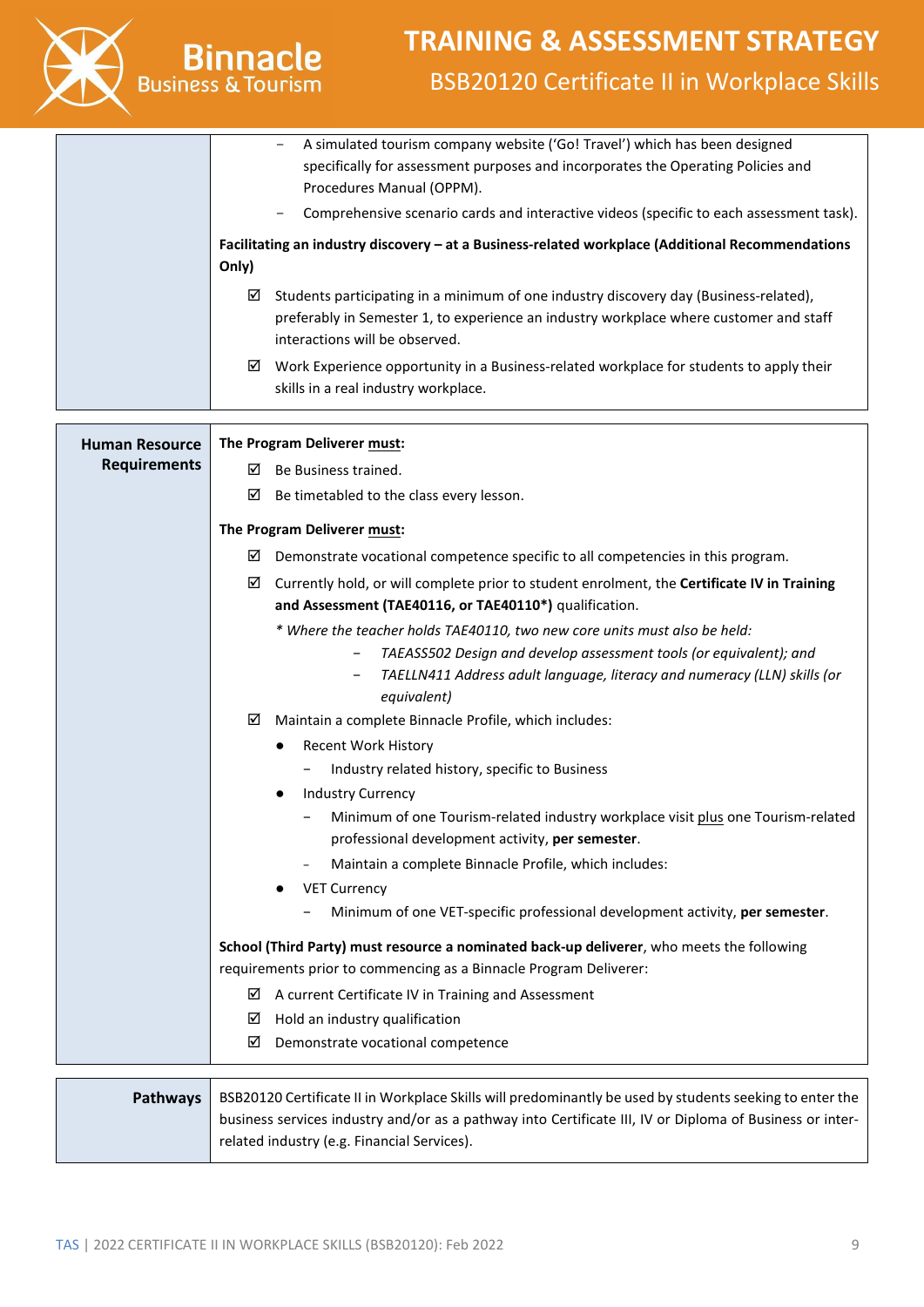|  |  |
|---|---|
|  | – A simulated tourism company website ('Go! Travel') which has been designed specifically for assessment purposes and incorporates the Operating Policies and Procedures Manual (OPPM).<br>– Comprehensive scenario cards and interactive videos (specific to each assessment task).<br><br>**Facilitating an industry discovery – at a Business-related workplace (Additional Recommendations Only)**<br><br>☑ Students participating in a minimum of one industry discovery day (Business-related), preferably in Semester 1, to experience an industry workplace where customer and staff interactions will be observed.<br>☑ Work Experience opportunity in a Business-related workplace for students to apply their skills in a real industry workplace. |

|  |  |
|---|---|
| **Human Resource Requirements** | **The Program Deliverer <u>must</u>:**<br>☑ Be Business trained.<br>☑ Be timetabled to the class every lesson.<br><br>**The Program Deliverer <u>must</u>:**<br>☑ Demonstrate vocational competence specific to all competencies in this program.<br>☑ Currently hold, or will complete prior to student enrolment, the **Certificate IV in Training and Assessment (TAE40116, or TAE40110*)** qualification.<br>*\* Where the teacher holds TAE40110, two new core units must also be held:*<br>– *TAEASS502 Design and develop assessment tools (or equivalent); and*<br>– *TAELLN411 Address adult language, literacy and numeracy (LLN) skills (or equivalent)*<br>☑ Maintain a complete Binnacle Profile, which includes:<br>● Recent Work History<br>– Industry related history, specific to Business<br>● Industry Currency<br>– Minimum of one Tourism-related industry workplace visit <u>plus</u> one Tourism-related professional development activity, **per semester**.<br>– Maintain a complete Binnacle Profile, which includes:<br>● VET Currency<br>– Minimum of one VET-specific professional development activity, **per semester**.<br><br>**School (Third Party) must resource a nominated back-up deliverer**, who meets the following requirements prior to commencing as a Binnacle Program Deliverer:<br>☑ A current Certificate IV in Training and Assessment<br>☑ Hold an industry qualification<br>☑ Demonstrate vocational competence |

|  |  |
|---|---|
| **Pathways** | BSB20120 Certificate II in Workplace Skills will predominantly be used by students seeking to enter the business services industry and/or as a pathway into Certificate III, IV or Diploma of Business or inter-related industry (e.g. Financial Services). |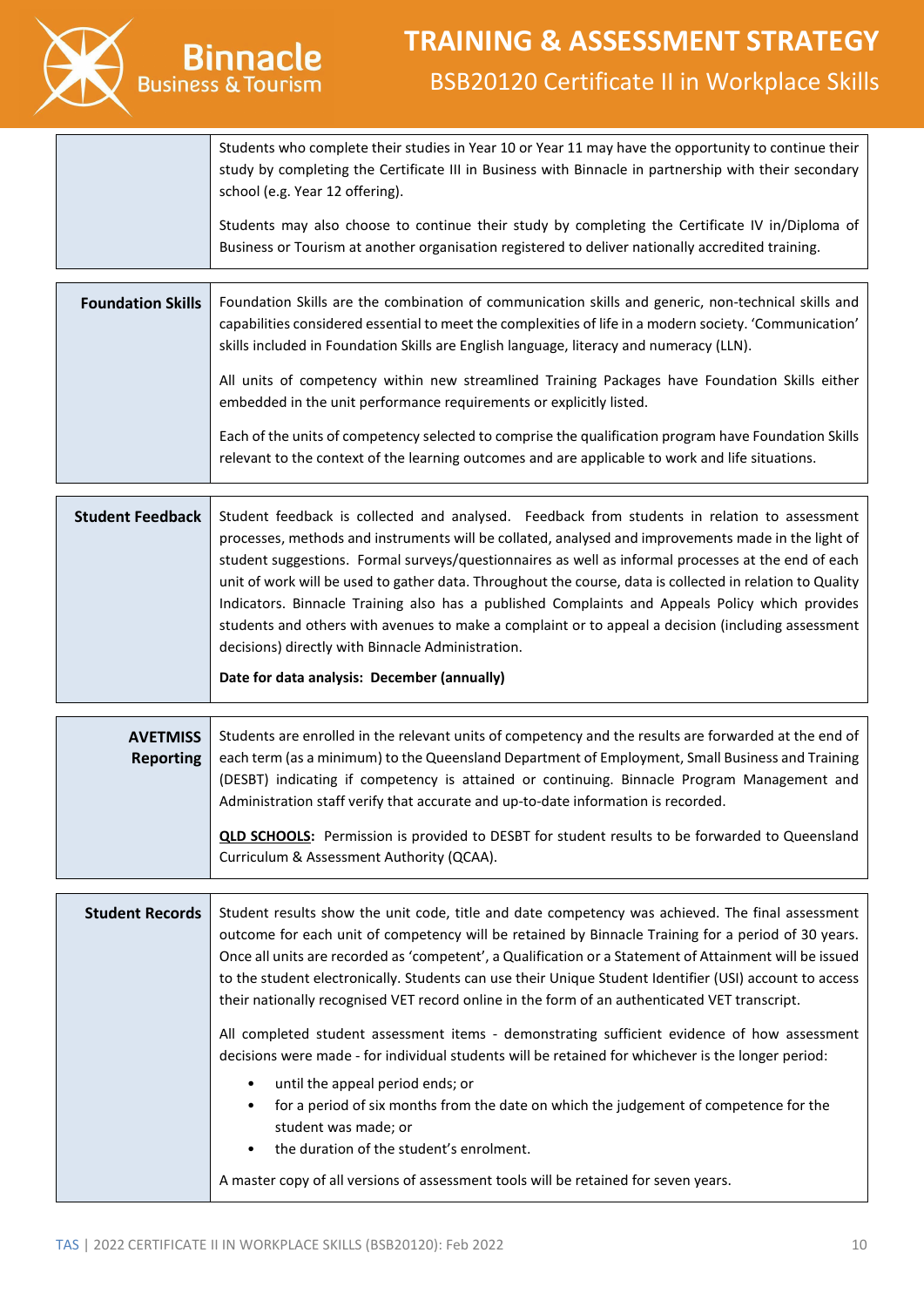| | |
|---|---|
| | Students who complete their studies in Year 10 or Year 11 may have the opportunity to continue their study by completing the Certificate III in Business with Binnacle in partnership with their secondary school (e.g. Year 12 offering).<br><br>Students may also choose to continue their study by completing the Certificate IV in/Diploma of Business or Tourism at another organisation registered to deliver nationally accredited training. |

| | |
|---|---|
| **Foundation Skills** | Foundation Skills are the combination of communication skills and generic, non-technical skills and capabilities considered essential to meet the complexities of life in a modern society. 'Communication' skills included in Foundation Skills are English language, literacy and numeracy (LLN).<br><br>All units of competency within new streamlined Training Packages have Foundation Skills either embedded in the unit performance requirements or explicitly listed.<br><br>Each of the units of competency selected to comprise the qualification program have Foundation Skills relevant to the context of the learning outcomes and are applicable to work and life situations. |

| | |
|---|---|
| **Student Feedback** | Student feedback is collected and analysed. Feedback from students in relation to assessment processes, methods and instruments will be collated, analysed and improvements made in the light of student suggestions. Formal surveys/questionnaires as well as informal processes at the end of each unit of work will be used to gather data. Throughout the course, data is collected in relation to Quality Indicators. Binnacle Training also has a published Complaints and Appeals Policy which provides students and others with avenues to make a complaint or to appeal a decision (including assessment decisions) directly with Binnacle Administration.<br><br>**Date for data analysis: December (annually)** |

| | |
|---|---|
| **AVETMISS Reporting** | Students are enrolled in the relevant units of competency and the results are forwarded at the end of each term (as a minimum) to the Queensland Department of Employment, Small Business and Training (DESBT) indicating if competency is attained or continuing. Binnacle Program Management and Administration staff verify that accurate and up-to-date information is recorded.<br><br>**QLD SCHOOLS:** Permission is provided to DESBT for student results to be forwarded to Queensland Curriculum & Assessment Authority (QCAA). |

| | |
|---|---|
| **Student Records** | Student results show the unit code, title and date competency was achieved. The final assessment outcome for each unit of competency will be retained by Binnacle Training for a period of 30 years. Once all units are recorded as 'competent', a Qualification or a Statement of Attainment will be issued to the student electronically. Students can use their Unique Student Identifier (USI) account to access their nationally recognised VET record online in the form of an authenticated VET transcript.<br><br>All completed student assessment items - demonstrating sufficient evidence of how assessment decisions were made - for individual students will be retained for whichever is the longer period:<br><br>• until the appeal period ends; or<br>• for a period of six months from the date on which the judgement of competence for the student was made; or<br>• the duration of the student's enrolment.<br><br>A master copy of all versions of assessment tools will be retained for seven years. |